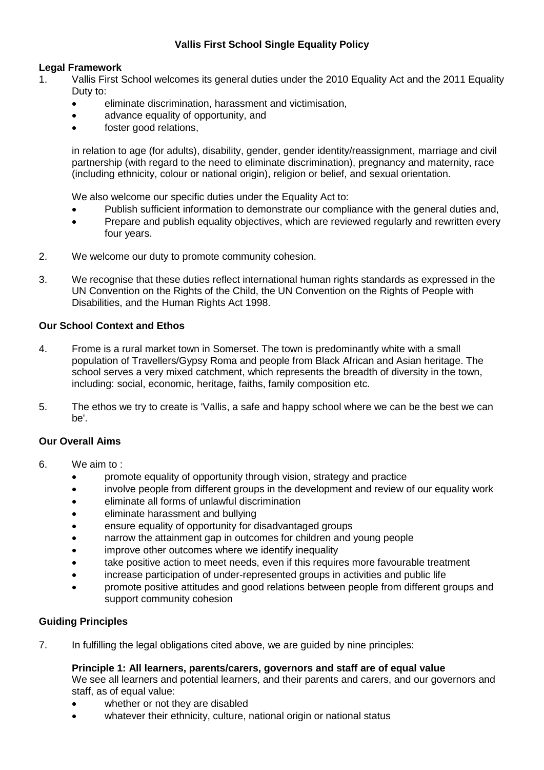# Vallis First School Single Equality Policy

## Legal Framework

1. Vallis First School welcomes its general duties under the 2010 Equality Act and the 2011 Equality Duty to:
   - eliminate discrimination, harassment and victimisation,
   - advance equality of opportunity, and
   - foster good relations,

   in relation to age (for adults), disability, gender, gender identity/reassignment, marriage and civil partnership (with regard to the need to eliminate discrimination), pregnancy and maternity, race (including ethnicity, colour or national origin), religion or belief, and sexual orientation.

   We also welcome our specific duties under the Equality Act to:
   - Publish sufficient information to demonstrate our compliance with the general duties and,
   - Prepare and publish equality objectives, which are reviewed regularly and rewritten every four years.

2. We welcome our duty to promote community cohesion.

3. We recognise that these duties reflect international human rights standards as expressed in the UN Convention on the Rights of the Child, the UN Convention on the Rights of People with Disabilities, and the Human Rights Act 1998.

## Our School Context and Ethos

4. Frome is a rural market town in Somerset. The town is predominantly white with a small population of Travellers/Gypsy Roma and people from Black African and Asian heritage. The school serves a very mixed catchment, which represents the breadth of diversity in the town, including: social, economic, heritage, faiths, family composition etc.

5. The ethos we try to create is 'Vallis, a safe and happy school where we can be the best we can be'.

## Our Overall Aims

6. We aim to :
   - promote equality of opportunity through vision, strategy and practice
   - involve people from different groups in the development and review of our equality work
   - eliminate all forms of unlawful discrimination
   - eliminate harassment and bullying
   - ensure equality of opportunity for disadvantaged groups
   - narrow the attainment gap in outcomes for children and young people
   - improve other outcomes where we identify inequality
   - take positive action to meet needs, even if this requires more favourable treatment
   - increase participation of under-represented groups in activities and public life
   - promote positive attitudes and good relations between people from different groups and support community cohesion

## Guiding Principles

7. In fulfilling the legal obligations cited above, we are guided by nine principles:

   **Principle 1: All learners, parents/carers, governors and staff are of equal value**

   We see all learners and potential learners, and their parents and carers, and our governors and staff, as of equal value:
   - whether or not they are disabled
   - whatever their ethnicity, culture, national origin or national status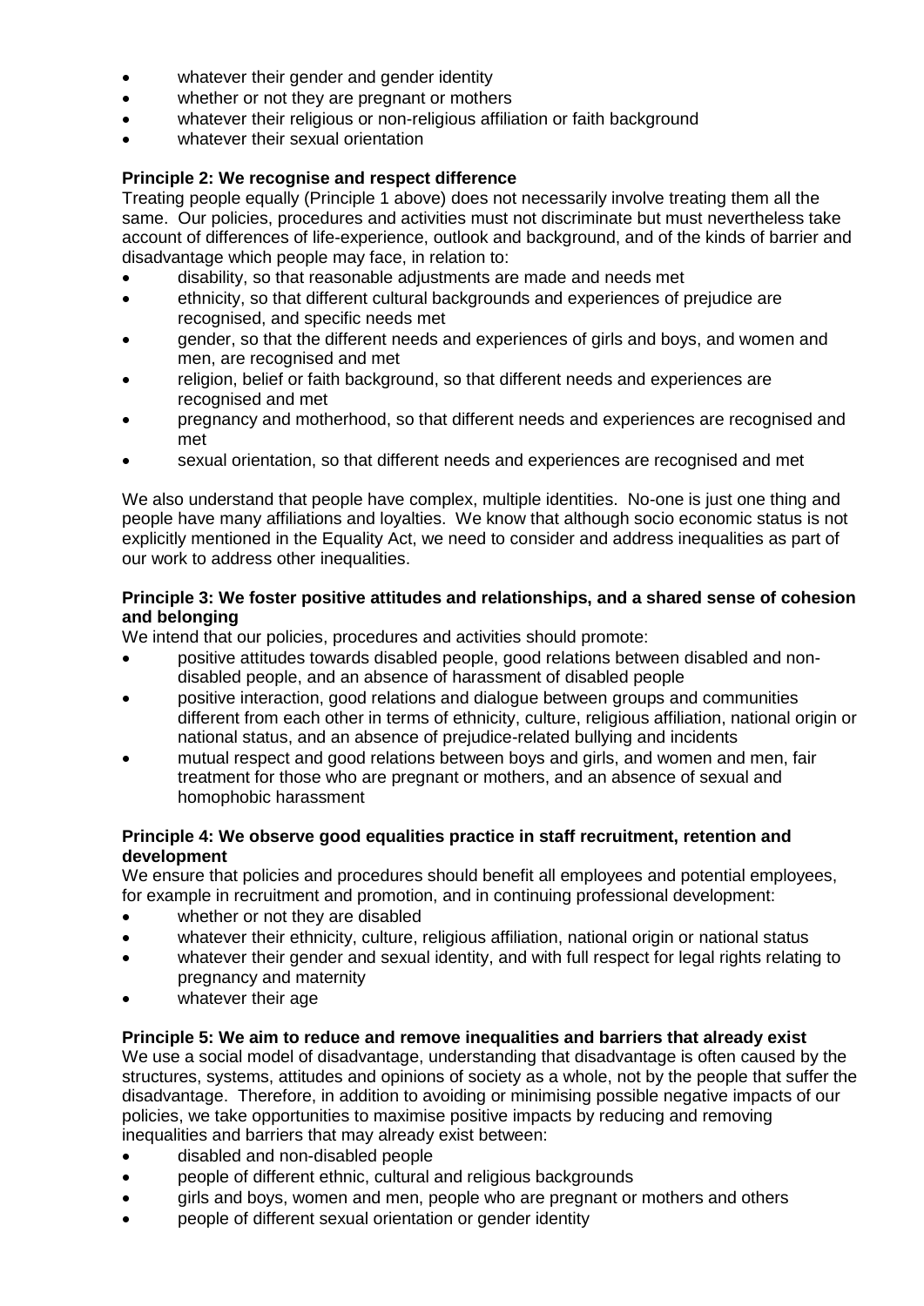- whatever their gender and gender identity
- whether or not they are pregnant or mothers
- whatever their religious or non-religious affiliation or faith background
- whatever their sexual orientation

**Principle 2: We recognise and respect difference**

Treating people equally (Principle 1 above) does not necessarily involve treating them all the same. Our policies, procedures and activities must not discriminate but must nevertheless take account of differences of life-experience, outlook and background, and of the kinds of barrier and disadvantage which people may face, in relation to:

- disability, so that reasonable adjustments are made and needs met
- ethnicity, so that different cultural backgrounds and experiences of prejudice are recognised, and specific needs met
- gender, so that the different needs and experiences of girls and boys, and women and men, are recognised and met
- religion, belief or faith background, so that different needs and experiences are recognised and met
- pregnancy and motherhood, so that different needs and experiences are recognised and met
- sexual orientation, so that different needs and experiences are recognised and met

We also understand that people have complex, multiple identities. No-one is just one thing and people have many affiliations and loyalties. We know that although socio economic status is not explicitly mentioned in the Equality Act, we need to consider and address inequalities as part of our work to address other inequalities.

**Principle 3: We foster positive attitudes and relationships, and a shared sense of cohesion and belonging**

We intend that our policies, procedures and activities should promote:

- positive attitudes towards disabled people, good relations between disabled and non-disabled people, and an absence of harassment of disabled people
- positive interaction, good relations and dialogue between groups and communities different from each other in terms of ethnicity, culture, religious affiliation, national origin or national status, and an absence of prejudice-related bullying and incidents
- mutual respect and good relations between boys and girls, and women and men, fair treatment for those who are pregnant or mothers, and an absence of sexual and homophobic harassment

**Principle 4: We observe good equalities practice in staff recruitment, retention and development**

We ensure that policies and procedures should benefit all employees and potential employees, for example in recruitment and promotion, and in continuing professional development:

- whether or not they are disabled
- whatever their ethnicity, culture, religious affiliation, national origin or national status
- whatever their gender and sexual identity, and with full respect for legal rights relating to pregnancy and maternity
- whatever their age

**Principle 5: We aim to reduce and remove inequalities and barriers that already exist**

We use a social model of disadvantage, understanding that disadvantage is often caused by the structures, systems, attitudes and opinions of society as a whole, not by the people that suffer the disadvantage. Therefore, in addition to avoiding or minimising possible negative impacts of our policies, we take opportunities to maximise positive impacts by reducing and removing inequalities and barriers that may already exist between:

- disabled and non-disabled people
- people of different ethnic, cultural and religious backgrounds
- girls and boys, women and men, people who are pregnant or mothers and others
- people of different sexual orientation or gender identity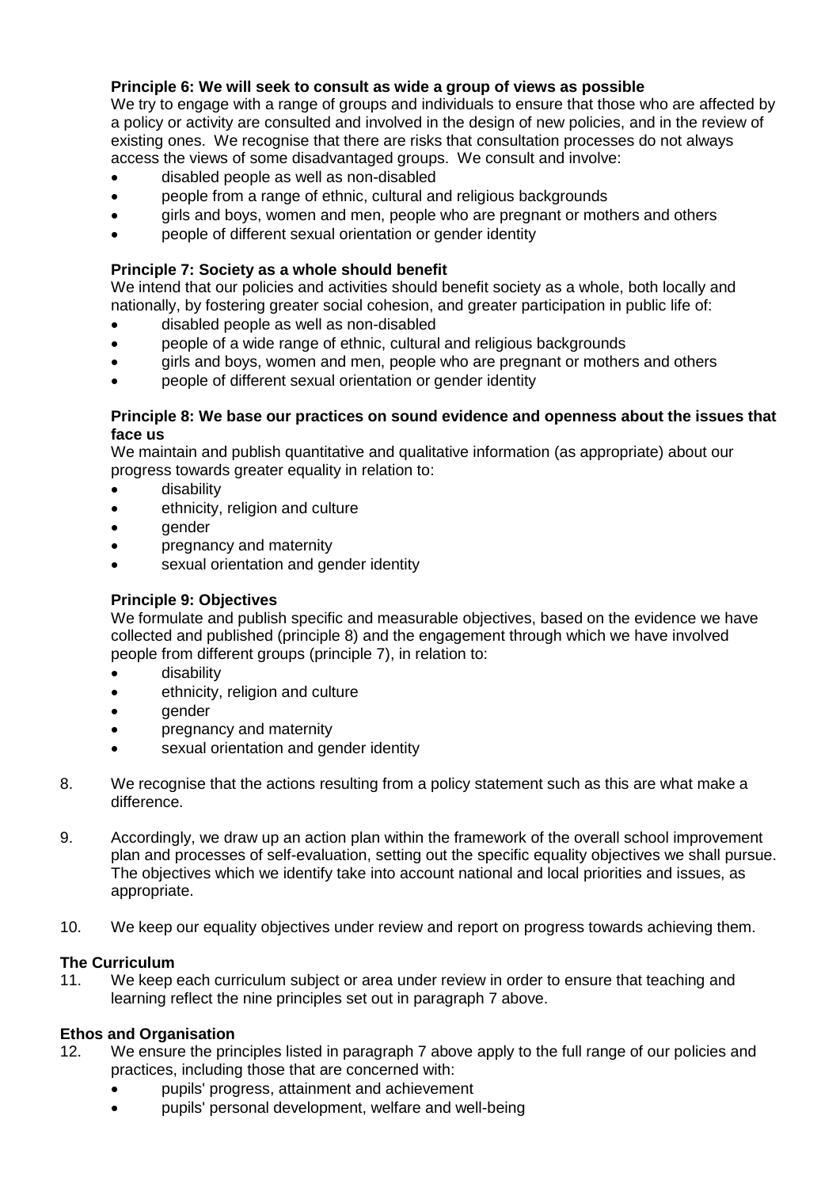**Principle 6: We will seek to consult as wide a group of views as possible**

We try to engage with a range of groups and individuals to ensure that those who are affected by a policy or activity are consulted and involved in the design of new policies, and in the review of existing ones. We recognise that there are risks that consultation processes do not always access the views of some disadvantaged groups. We consult and involve:

- disabled people as well as non-disabled
- people from a range of ethnic, cultural and religious backgrounds
- girls and boys, women and men, people who are pregnant or mothers and others
- people of different sexual orientation or gender identity

**Principle 7: Society as a whole should benefit**

We intend that our policies and activities should benefit society as a whole, both locally and nationally, by fostering greater social cohesion, and greater participation in public life of:

- disabled people as well as non-disabled
- people of a wide range of ethnic, cultural and religious backgrounds
- girls and boys, women and men, people who are pregnant or mothers and others
- people of different sexual orientation or gender identity

**Principle 8: We base our practices on sound evidence and openness about the issues that face us**

We maintain and publish quantitative and qualitative information (as appropriate) about our progress towards greater equality in relation to:

- disability
- ethnicity, religion and culture
- gender
- pregnancy and maternity
- sexual orientation and gender identity

**Principle 9: Objectives**

We formulate and publish specific and measurable objectives, based on the evidence we have collected and published (principle 8) and the engagement through which we have involved people from different groups (principle 7), in relation to:

- disability
- ethnicity, religion and culture
- gender
- pregnancy and maternity
- sexual orientation and gender identity

8. We recognise that the actions resulting from a policy statement such as this are what make a difference.

9. Accordingly, we draw up an action plan within the framework of the overall school improvement plan and processes of self-evaluation, setting out the specific equality objectives we shall pursue. The objectives which we identify take into account national and local priorities and issues, as appropriate.

10. We keep our equality objectives under review and report on progress towards achieving them.

**The Curriculum**

11. We keep each curriculum subject or area under review in order to ensure that teaching and learning reflect the nine principles set out in paragraph 7 above.

**Ethos and Organisation**

12. We ensure the principles listed in paragraph 7 above apply to the full range of our policies and practices, including those that are concerned with:
    - pupils' progress, attainment and achievement
    - pupils' personal development, welfare and well-being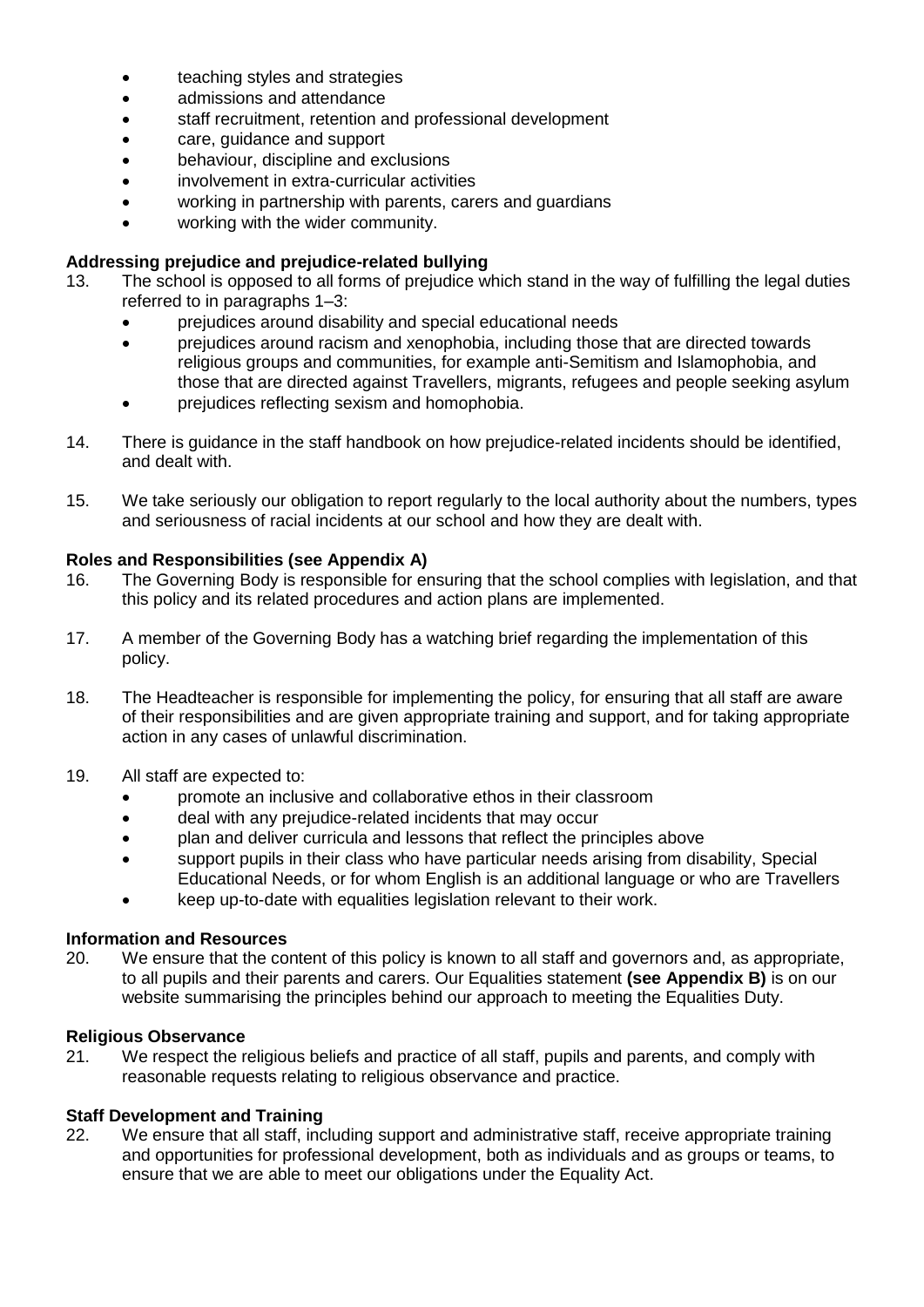- teaching styles and strategies
- admissions and attendance
- staff recruitment, retention and professional development
- care, guidance and support
- behaviour, discipline and exclusions
- involvement in extra-curricular activities
- working in partnership with parents, carers and guardians
- working with the wider community.

**Addressing prejudice and prejudice-related bullying**

13. The school is opposed to all forms of prejudice which stand in the way of fulfilling the legal duties referred to in paragraphs 1–3:
    - prejudices around disability and special educational needs
    - prejudices around racism and xenophobia, including those that are directed towards religious groups and communities, for example anti-Semitism and Islamophobia, and those that are directed against Travellers, migrants, refugees and people seeking asylum
    - prejudices reflecting sexism and homophobia.

14. There is guidance in the staff handbook on how prejudice-related incidents should be identified, and dealt with.

15. We take seriously our obligation to report regularly to the local authority about the numbers, types and seriousness of racial incidents at our school and how they are dealt with.

**Roles and Responsibilities (see Appendix A)**

16. The Governing Body is responsible for ensuring that the school complies with legislation, and that this policy and its related procedures and action plans are implemented.

17. A member of the Governing Body has a watching brief regarding the implementation of this policy.

18. The Headteacher is responsible for implementing the policy, for ensuring that all staff are aware of their responsibilities and are given appropriate training and support, and for taking appropriate action in any cases of unlawful discrimination.

19. All staff are expected to:
    - promote an inclusive and collaborative ethos in their classroom
    - deal with any prejudice-related incidents that may occur
    - plan and deliver curricula and lessons that reflect the principles above
    - support pupils in their class who have particular needs arising from disability, Special Educational Needs, or for whom English is an additional language or who are Travellers
    - keep up-to-date with equalities legislation relevant to their work.

**Information and Resources**

20. We ensure that the content of this policy is known to all staff and governors and, as appropriate, to all pupils and their parents and carers. Our Equalities statement **(see Appendix B)** is on our website summarising the principles behind our approach to meeting the Equalities Duty.

**Religious Observance**

21. We respect the religious beliefs and practice of all staff, pupils and parents, and comply with reasonable requests relating to religious observance and practice.

**Staff Development and Training**

22. We ensure that all staff, including support and administrative staff, receive appropriate training and opportunities for professional development, both as individuals and as groups or teams, to ensure that we are able to meet our obligations under the Equality Act.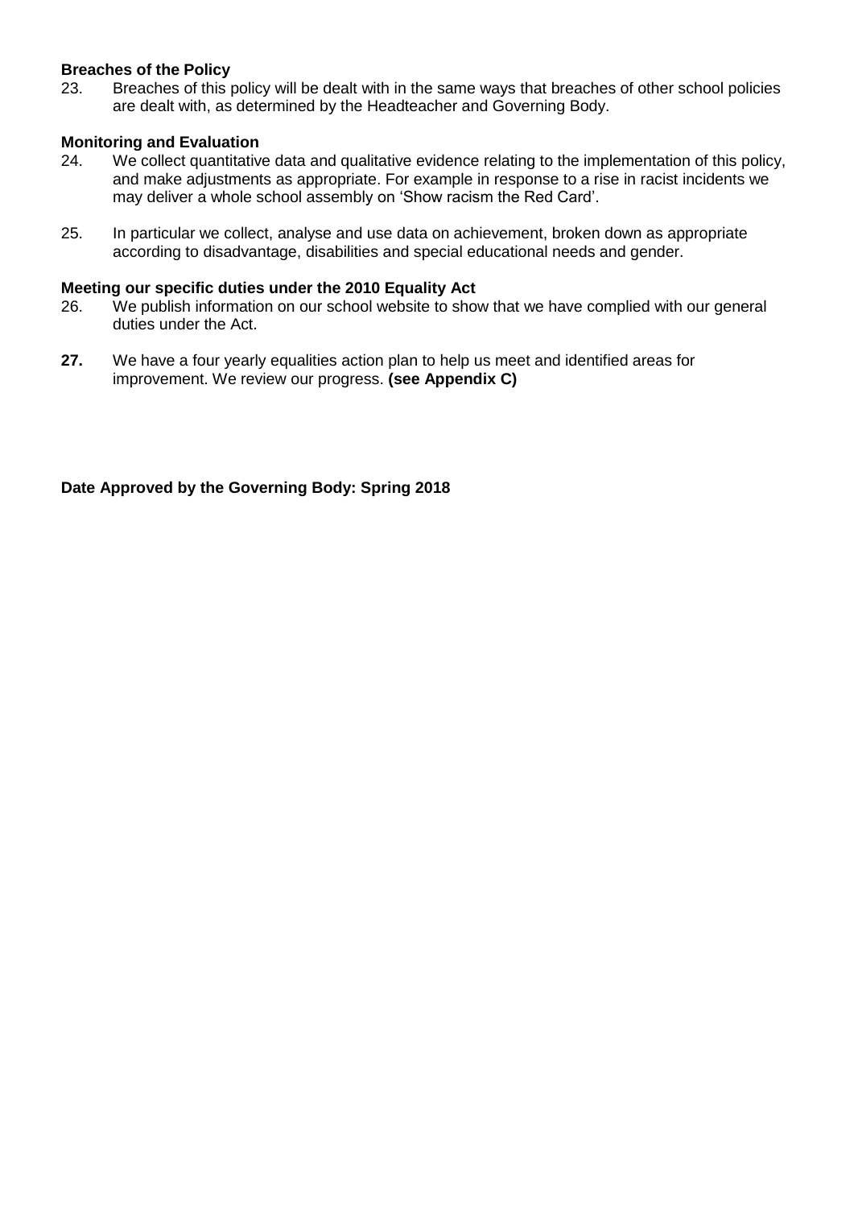**Breaches of the Policy**

23. Breaches of this policy will be dealt with in the same ways that breaches of other school policies are dealt with, as determined by the Headteacher and Governing Body.

**Monitoring and Evaluation**

24. We collect quantitative data and qualitative evidence relating to the implementation of this policy, and make adjustments as appropriate. For example in response to a rise in racist incidents we may deliver a whole school assembly on 'Show racism the Red Card'.

25. In particular we collect, analyse and use data on achievement, broken down as appropriate according to disadvantage, disabilities and special educational needs and gender.

**Meeting our specific duties under the 2010 Equality Act**

26. We publish information on our school website to show that we have complied with our general duties under the Act.

**27.** We have a four yearly equalities action plan to help us meet and identified areas for improvement. We review our progress. **(see Appendix C)**

**Date Approved by the Governing Body: Spring 2018**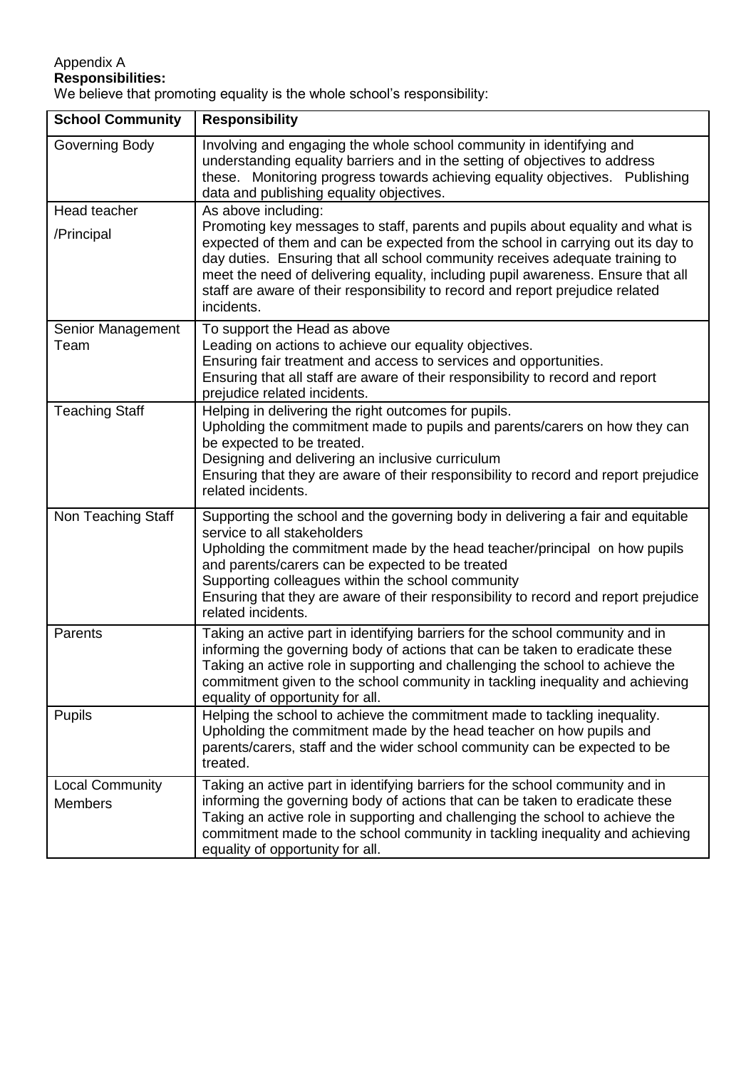Appendix A

**Responsibilities:**

We believe that promoting equality is the whole school's responsibility:

| School Community | Responsibility |
|---|---|
| Governing Body | Involving and engaging the whole school community in identifying and understanding equality barriers and in the setting of objectives to address these. Monitoring progress towards achieving equality objectives. Publishing data and publishing equality objectives. |
| Head teacher /Principal | As above including: Promoting key messages to staff, parents and pupils about equality and what is expected of them and can be expected from the school in carrying out its day to day duties. Ensuring that all school community receives adequate training to meet the need of delivering equality, including pupil awareness. Ensure that all staff are aware of their responsibility to record and report prejudice related incidents. |
| Senior Management Team | To support the Head as above<br>Leading on actions to achieve our equality objectives.<br>Ensuring fair treatment and access to services and opportunities.<br>Ensuring that all staff are aware of their responsibility to record and report prejudice related incidents. |
| Teaching Staff | Helping in delivering the right outcomes for pupils.<br>Upholding the commitment made to pupils and parents/carers on how they can be expected to be treated.<br>Designing and delivering an inclusive curriculum<br>Ensuring that they are aware of their responsibility to record and report prejudice related incidents. |
| Non Teaching Staff | Supporting the school and the governing body in delivering a fair and equitable service to all stakeholders<br>Upholding the commitment made by the head teacher/principal on how pupils and parents/carers can be expected to be treated<br>Supporting colleagues within the school community<br>Ensuring that they are aware of their responsibility to record and report prejudice related incidents. |
| Parents | Taking an active part in identifying barriers for the school community and in informing the governing body of actions that can be taken to eradicate these<br>Taking an active role in supporting and challenging the school to achieve the commitment given to the school community in tackling inequality and achieving equality of opportunity for all. |
| Pupils | Helping the school to achieve the commitment made to tackling inequality.<br>Upholding the commitment made by the head teacher on how pupils and parents/carers, staff and the wider school community can be expected to be treated. |
| Local Community Members | Taking an active part in identifying barriers for the school community and in informing the governing body of actions that can be taken to eradicate these<br>Taking an active role in supporting and challenging the school to achieve the commitment made to the school community in tackling inequality and achieving equality of opportunity for all. |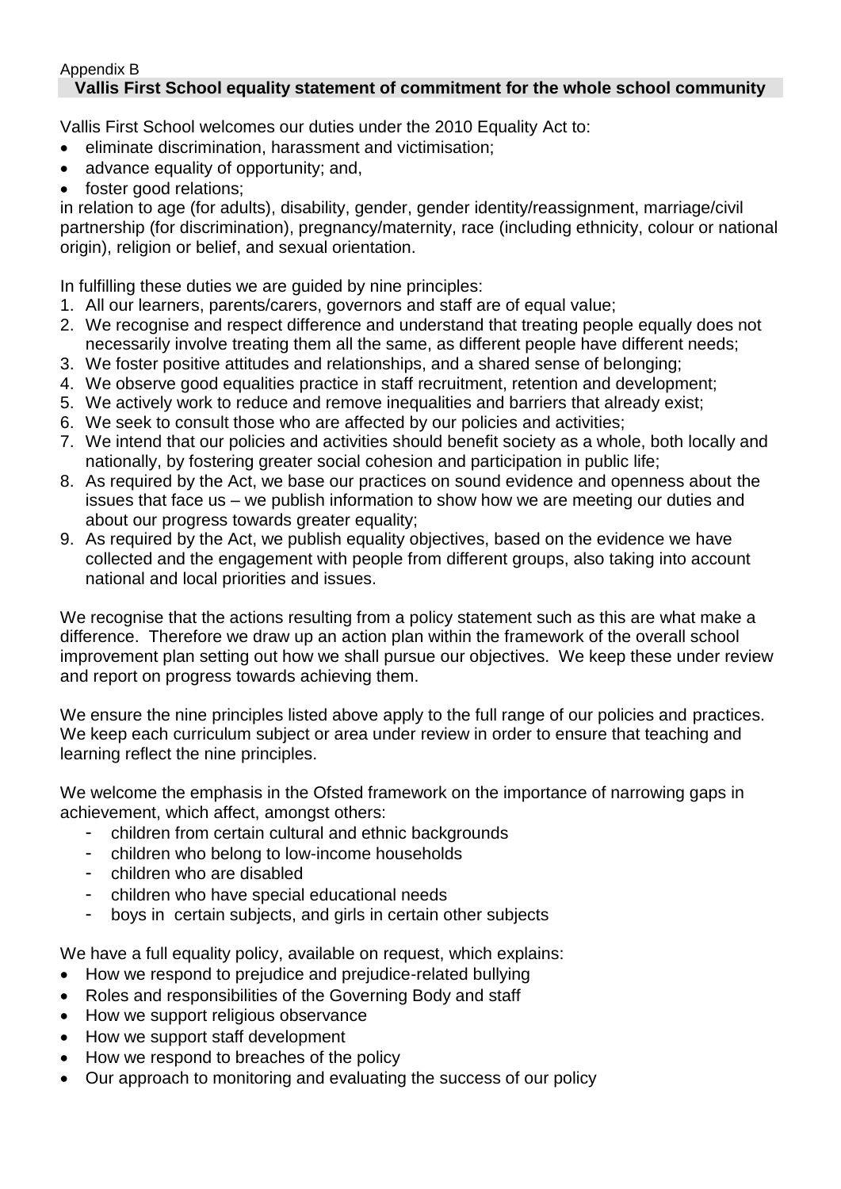Appendix B

## Vallis First School equality statement of commitment for the whole school community

Vallis First School welcomes our duties under the 2010 Equality Act to:

- eliminate discrimination, harassment and victimisation;
- advance equality of opportunity; and,
- foster good relations;

in relation to age (for adults), disability, gender, gender identity/reassignment, marriage/civil partnership (for discrimination), pregnancy/maternity, race (including ethnicity, colour or national origin), religion or belief, and sexual orientation.

In fulfilling these duties we are guided by nine principles:

1. All our learners, parents/carers, governors and staff are of equal value;
2. We recognise and respect difference and understand that treating people equally does not necessarily involve treating them all the same, as different people have different needs;
3. We foster positive attitudes and relationships, and a shared sense of belonging;
4. We observe good equalities practice in staff recruitment, retention and development;
5. We actively work to reduce and remove inequalities and barriers that already exist;
6. We seek to consult those who are affected by our policies and activities;
7. We intend that our policies and activities should benefit society as a whole, both locally and nationally, by fostering greater social cohesion and participation in public life;
8. As required by the Act, we base our practices on sound evidence and openness about the issues that face us – we publish information to show how we are meeting our duties and about our progress towards greater equality;
9. As required by the Act, we publish equality objectives, based on the evidence we have collected and the engagement with people from different groups, also taking into account national and local priorities and issues.

We recognise that the actions resulting from a policy statement such as this are what make a difference. Therefore we draw up an action plan within the framework of the overall school improvement plan setting out how we shall pursue our objectives. We keep these under review and report on progress towards achieving them.

We ensure the nine principles listed above apply to the full range of our policies and practices. We keep each curriculum subject or area under review in order to ensure that teaching and learning reflect the nine principles.

We welcome the emphasis in the Ofsted framework on the importance of narrowing gaps in achievement, which affect, amongst others:

- children from certain cultural and ethnic backgrounds
- children who belong to low-income households
- children who are disabled
- children who have special educational needs
- boys in certain subjects, and girls in certain other subjects

We have a full equality policy, available on request, which explains:

- How we respond to prejudice and prejudice-related bullying
- Roles and responsibilities of the Governing Body and staff
- How we support religious observance
- How we support staff development
- How we respond to breaches of the policy
- Our approach to monitoring and evaluating the success of our policy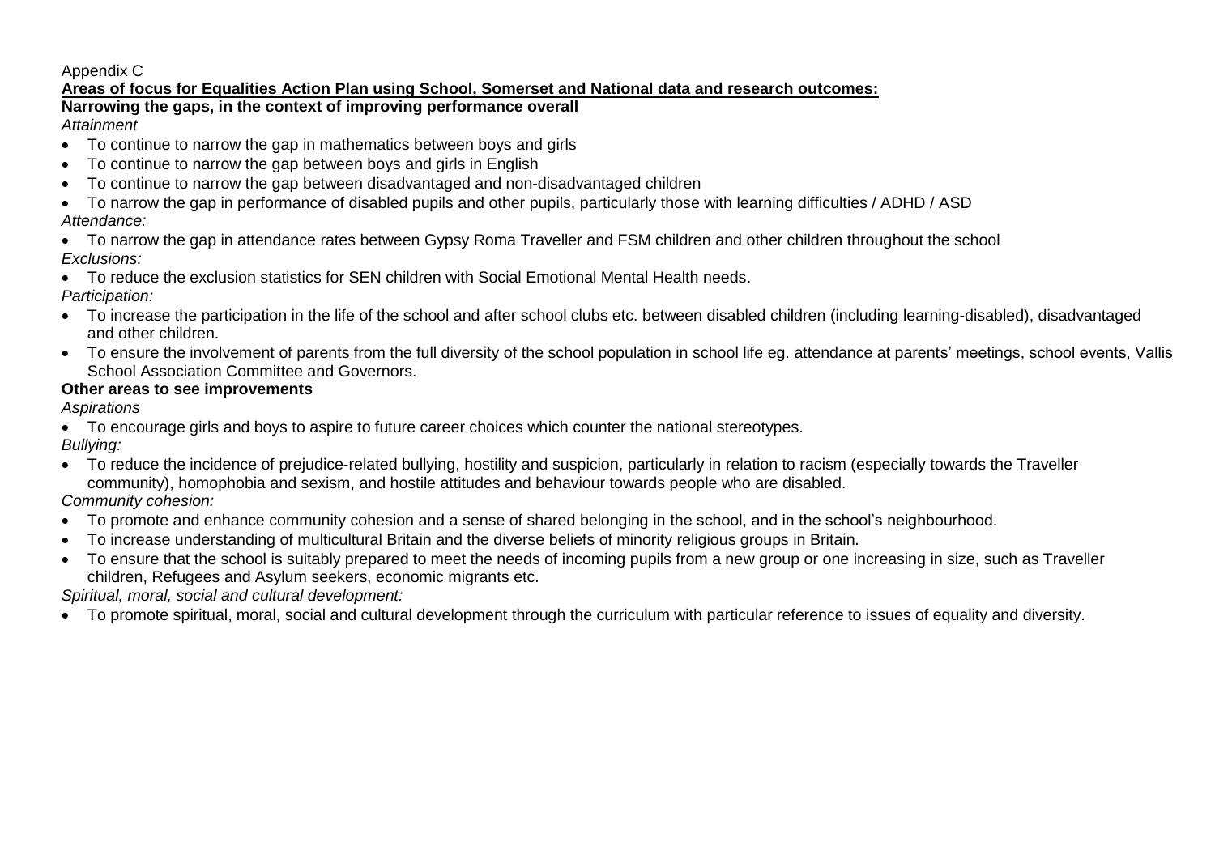Appendix C

**Areas of focus for Equalities Action Plan using School, Somerset and National data and research outcomes:**

**Narrowing the gaps, in the context of improving performance overall**

*Attainment*

- To continue to narrow the gap in mathematics between boys and girls
- To continue to narrow the gap between boys and girls in English
- To continue to narrow the gap between disadvantaged and non-disadvantaged children
- To narrow the gap in performance of disabled pupils and other pupils, particularly those with learning difficulties / ADHD / ASD

*Attendance:*

- To narrow the gap in attendance rates between Gypsy Roma Traveller and FSM children and other children throughout the school

*Exclusions:*

- To reduce the exclusion statistics for SEN children with Social Emotional Mental Health needs.

*Participation:*

- To increase the participation in the life of the school and after school clubs etc. between disabled children (including learning-disabled), disadvantaged and other children.
- To ensure the involvement of parents from the full diversity of the school population in school life eg. attendance at parents' meetings, school events, Vallis School Association Committee and Governors.

**Other areas to see improvements**

*Aspirations*

- To encourage girls and boys to aspire to future career choices which counter the national stereotypes.

*Bullying:*

- To reduce the incidence of prejudice-related bullying, hostility and suspicion, particularly in relation to racism (especially towards the Traveller community), homophobia and sexism, and hostile attitudes and behaviour towards people who are disabled.

*Community cohesion:*

- To promote and enhance community cohesion and a sense of shared belonging in the school, and in the school's neighbourhood.
- To increase understanding of multicultural Britain and the diverse beliefs of minority religious groups in Britain.
- To ensure that the school is suitably prepared to meet the needs of incoming pupils from a new group or one increasing in size, such as Traveller children, Refugees and Asylum seekers, economic migrants etc.

*Spiritual, moral, social and cultural development:*

- To promote spiritual, moral, social and cultural development through the curriculum with particular reference to issues of equality and diversity.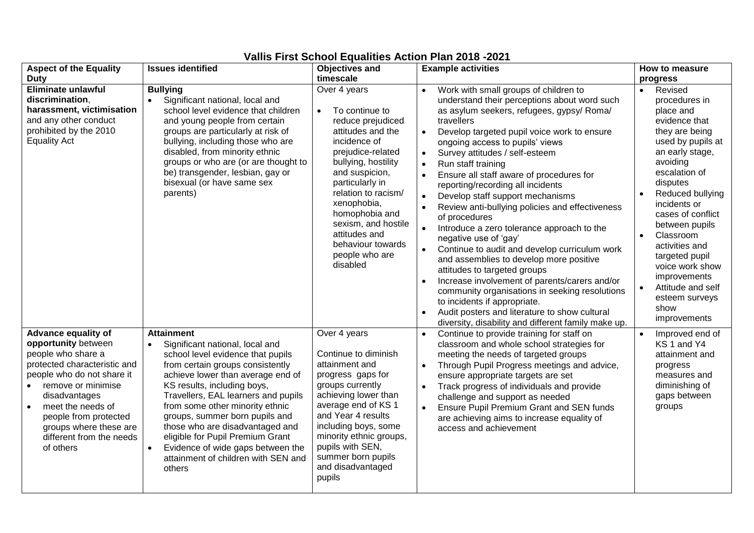# Vallis First School Equalities Action Plan 2018 -2021

| Aspect of the Equality Duty | Issues identified | Objectives and timescale | Example activities | How to measure progress |
|---|---|---|---|---|
| **Eliminate unlawful discrimination**, **harassment, victimisation** and any other conduct prohibited by the 2010 Equality Act | **Bullying**<br>• Significant national, local and school level evidence that children and young people from certain groups are particularly at risk of bullying, including those who are disabled, from minority ethnic groups or who are (or are thought to be) transgender, lesbian, gay or bisexual (or have same sex parents) | Over 4 years<br>• To continue to reduce prejudiced attitudes and the incidence of prejudice-related bullying, hostility and suspicion, particularly in relation to racism/ xenophobia, homophobia and sexism, and hostile attitudes and behaviour towards people who are disabled | • Work with small groups of children to understand their perceptions about word such as asylum seekers, refugees, gypsy/ Roma/ travellers<br>• Develop targeted pupil voice work to ensure ongoing access to pupils' views<br>• Survey attitudes / self-esteem<br>• Run staff training<br>• Ensure all staff aware of procedures for reporting/recording all incidents<br>• Develop staff support mechanisms<br>• Review anti-bullying policies and effectiveness of procedures<br>• Introduce a zero tolerance approach to the negative use of 'gay'<br>• Continue to audit and develop curriculum work and assemblies to develop more positive attitudes to targeted groups<br>• Increase involvement of parents/carers and/or community organisations in seeking resolutions to incidents if appropriate.<br>• Audit posters and literature to show cultural diversity, disability and different family make up. | • Revised procedures in place and evidence that they are being used by pupils at an early stage, avoiding escalation of disputes<br>• Reduced bullying incidents or cases of conflict between pupils<br>• Classroom activities and targeted pupil voice work show improvements<br>• Attitude and self esteem surveys show improvements |
| **Advance equality of opportunity** between people who share a protected characteristic and people who do not share it<br>• remove or minimise disadvantages<br>• meet the needs of people from protected groups where these are different from the needs of others | **Attainment**<br>• Significant national, local and school level evidence that pupils from certain groups consistently achieve lower than average end of KS results, including boys, Travellers, EAL learners and pupils from some other minority ethnic groups, summer born pupils and those who are disadvantaged and eligible for Pupil Premium Grant<br>• Evidence of wide gaps between the attainment of children with SEN and others | Over 4 years<br><br>Continue to diminish attainment and progress gaps for groups currently achieving lower than average end of KS 1 and Year 4 results including boys, some minority ethnic groups, pupils with SEN, summer born pupils and disadvantaged pupils | • Continue to provide training for staff on classroom and whole school strategies for meeting the needs of targeted groups<br>• Through Pupil Progress meetings and advice, ensure appropriate targets are set<br>• Track progress of individuals and provide challenge and support as needed<br>• Ensure Pupil Premium Grant and SEN funds are achieving aims to increase equality of access and achievement | • Improved end of KS 1 and Y4 attainment and progress measures and diminishing of gaps between groups |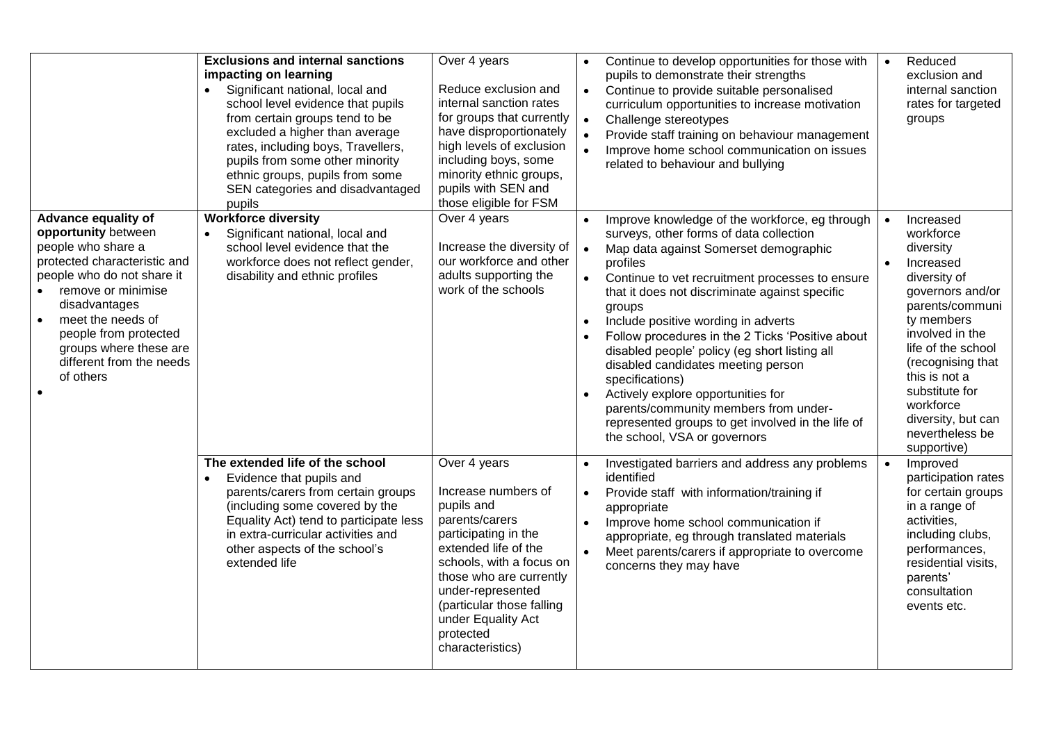| | | | | |
|---|---|---|---|---|
| | **Exclusions and internal sanctions impacting on learning**<br>• Significant national, local and school level evidence that pupils from certain groups tend to be excluded a higher than average rates, including boys, Travellers, pupils from some other minority ethnic groups, pupils from some SEN categories and disadvantaged pupils | Over 4 years<br><br>Reduce exclusion and internal sanction rates for groups that currently have disproportionately high levels of exclusion including boys, some minority ethnic groups, pupils with SEN and those eligible for FSM | • Continue to develop opportunities for those with pupils to demonstrate their strengths<br>• Continue to provide suitable personalised curriculum opportunities to increase motivation<br>• Challenge stereotypes<br>• Provide staff training on behaviour management<br>• Improve home school communication on issues related to behaviour and bullying | • Reduced exclusion and internal sanction rates for targeted groups |
| **Advance equality of opportunity** between people who share a protected characteristic and people who do not share it<br>• remove or minimise disadvantages<br>• meet the needs of people from protected groups where these are different from the needs of others<br>• | **Workforce diversity**<br>• Significant national, local and school level evidence that the workforce does not reflect gender, disability and ethnic profiles | Over 4 years<br><br>Increase the diversity of our workforce and other adults supporting the work of the schools | • Improve knowledge of the workforce, eg through surveys, other forms of data collection<br>• Map data against Somerset demographic profiles<br>• Continue to vet recruitment processes to ensure that it does not discriminate against specific groups<br>• Include positive wording in adverts<br>• Follow procedures in the 2 Ticks 'Positive about disabled people' policy (eg short listing all disabled candidates meeting person specifications)<br>• Actively explore opportunities for parents/community members from under-represented groups to get involved in the life of the school, VSA or governors | • Increased workforce diversity<br>• Increased diversity of governors and/or parents/community members involved in the life of the school (recognising that this is not a substitute for workforce diversity, but can nevertheless be supportive) |
| | **The extended life of the school**<br>• Evidence that pupils and parents/carers from certain groups (including some covered by the Equality Act) tend to participate less in extra-curricular activities and other aspects of the school's extended life | Over 4 years<br><br>Increase numbers of pupils and parents/carers participating in the extended life of the schools, with a focus on those who are currently under-represented (particular those falling under Equality Act protected characteristics) | • Investigated barriers and address any problems identified<br>• Provide staff with information/training if appropriate<br>• Improve home school communication if appropriate, eg through translated materials<br>• Meet parents/carers if appropriate to overcome concerns they may have | • Improved participation rates for certain groups in a range of activities, including clubs, performances, residential visits, parents' consultation events etc. |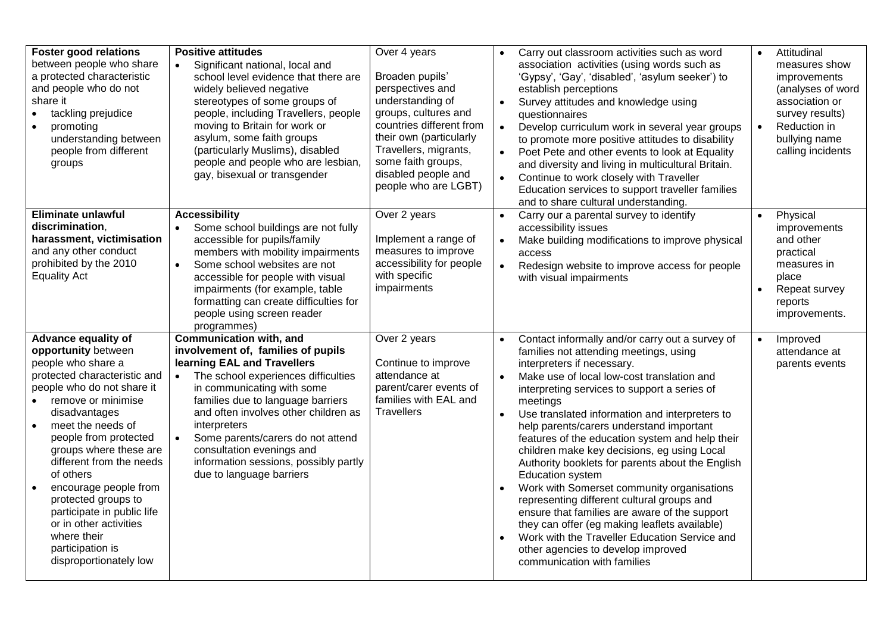| | | | | |
|---|---|---|---|---|
| **Foster good relations** between people who share a protected characteristic and people who do not share it<br>• tackling prejudice<br>• promoting understanding between people from different groups | **Positive attitudes**<br>• Significant national, local and school level evidence that there are widely believed negative stereotypes of some groups of people, including Travellers, people moving to Britain for work or asylum, some faith groups (particularly Muslims), disabled people and people who are lesbian, gay, bisexual or transgender | Over 4 years<br><br>Broaden pupils' perspectives and understanding of groups, cultures and countries different from their own (particularly Travellers, migrants, some faith groups, disabled people and people who are LGBT) | • Carry out classroom activities such as word association activities (using words such as 'Gypsy', 'Gay', 'disabled', 'asylum seeker') to establish perceptions<br>• Survey attitudes and knowledge using questionnaires<br>• Develop curriculum work in several year groups to promote more positive attitudes to disability<br>• Poet Pete and other events to look at Equality and diversity and living in multicultural Britain.<br>• Continue to work closely with Traveller Education services to support traveller families and to share cultural understanding. | • Attitudinal measures show improvements (analyses of word association or survey results)<br>• Reduction in bullying name calling incidents |
| **Eliminate unlawful discrimination**, **harassment, victimisation** and any other conduct prohibited by the 2010 Equality Act | **Accessibility**<br>• Some school buildings are not fully accessible for pupils/family members with mobility impairments<br>• Some school websites are not accessible for people with visual impairments (for example, table formatting can create difficulties for people using screen reader programmes) | Over 2 years<br><br>Implement a range of measures to improve accessibility for people with specific impairments | • Carry our a parental survey to identify accessibility issues<br>• Make building modifications to improve physical access<br>• Redesign website to improve access for people with visual impairments | • Physical improvements and other practical measures in place<br>• Repeat survey reports improvements. |
| **Advance equality of opportunity** between people who share a protected characteristic and people who do not share it<br>• remove or minimise disadvantages<br>• meet the needs of people from protected groups where these are different from the needs of others<br>• encourage people from protected groups to participate in public life or in other activities where their participation is disproportionately low | **Communication with, and involvement of, families of pupils learning EAL and Travellers**<br>• The school experiences difficulties in communicating with some families due to language barriers and often involves other children as interpreters<br>• Some parents/carers do not attend consultation evenings and information sessions, possibly partly due to language barriers | Over 2 years<br><br>Continue to improve attendance at parent/carer events of families with EAL and Travellers | • Contact informally and/or carry out a survey of families not attending meetings, using interpreters if necessary.<br>• Make use of local low-cost translation and interpreting services to support a series of meetings<br>• Use translated information and interpreters to help parents/carers understand important features of the education system and help their children make key decisions, eg using Local Authority booklets for parents about the English Education system<br>• Work with Somerset community organisations representing different cultural groups and ensure that families are aware of the support they can offer (eg making leaflets available)<br>• Work with the Traveller Education Service and other agencies to develop improved communication with families | • Improved attendance at parents events |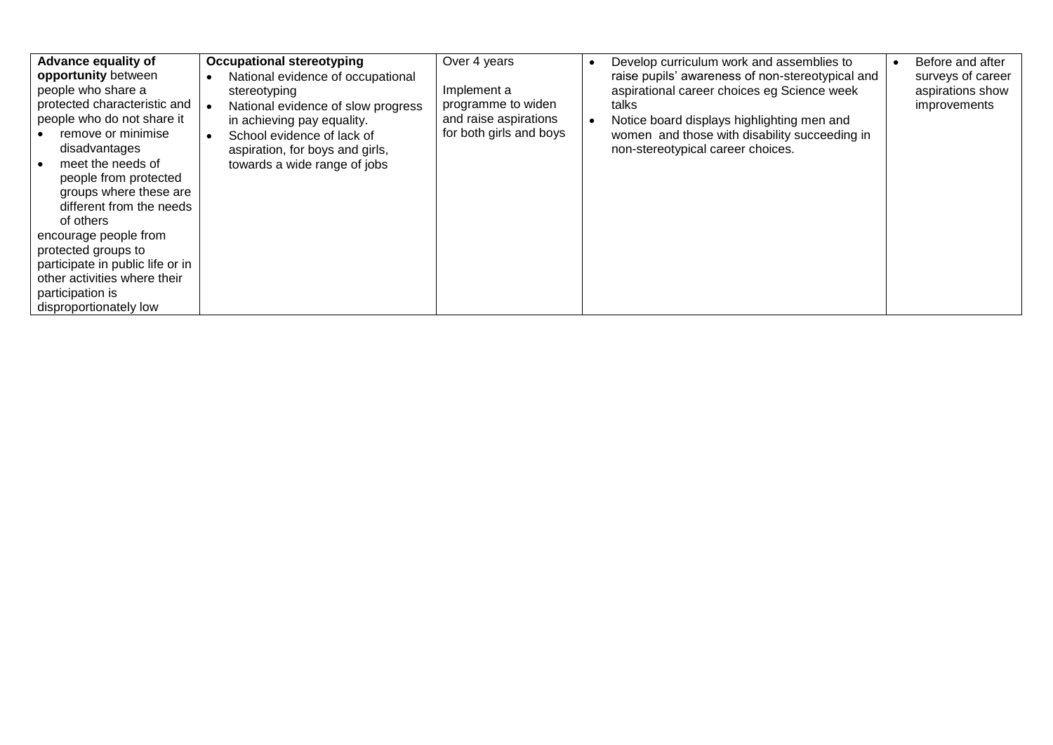| | | | | |
|---|---|---|---|---|
| **Advance equality of opportunity** between people who share a protected characteristic and people who do not share it<br>• remove or minimise disadvantages<br>• meet the needs of people from protected groups where these are different from the needs of others<br>encourage people from protected groups to participate in public life or in other activities where their participation is disproportionately low | **Occupational stereotyping**<br>• National evidence of occupational stereotyping<br>• National evidence of slow progress in achieving pay equality.<br>• School evidence of lack of aspiration, for boys and girls, towards a wide range of jobs | Over 4 years<br><br>Implement a programme to widen and raise aspirations for both girls and boys | • Develop curriculum work and assemblies to raise pupils' awareness of non-stereotypical and aspirational career choices eg Science week talks<br>• Notice board displays highlighting men and women and those with disability succeeding in non-stereotypical career choices. | • Before and after surveys of career aspirations show improvements |